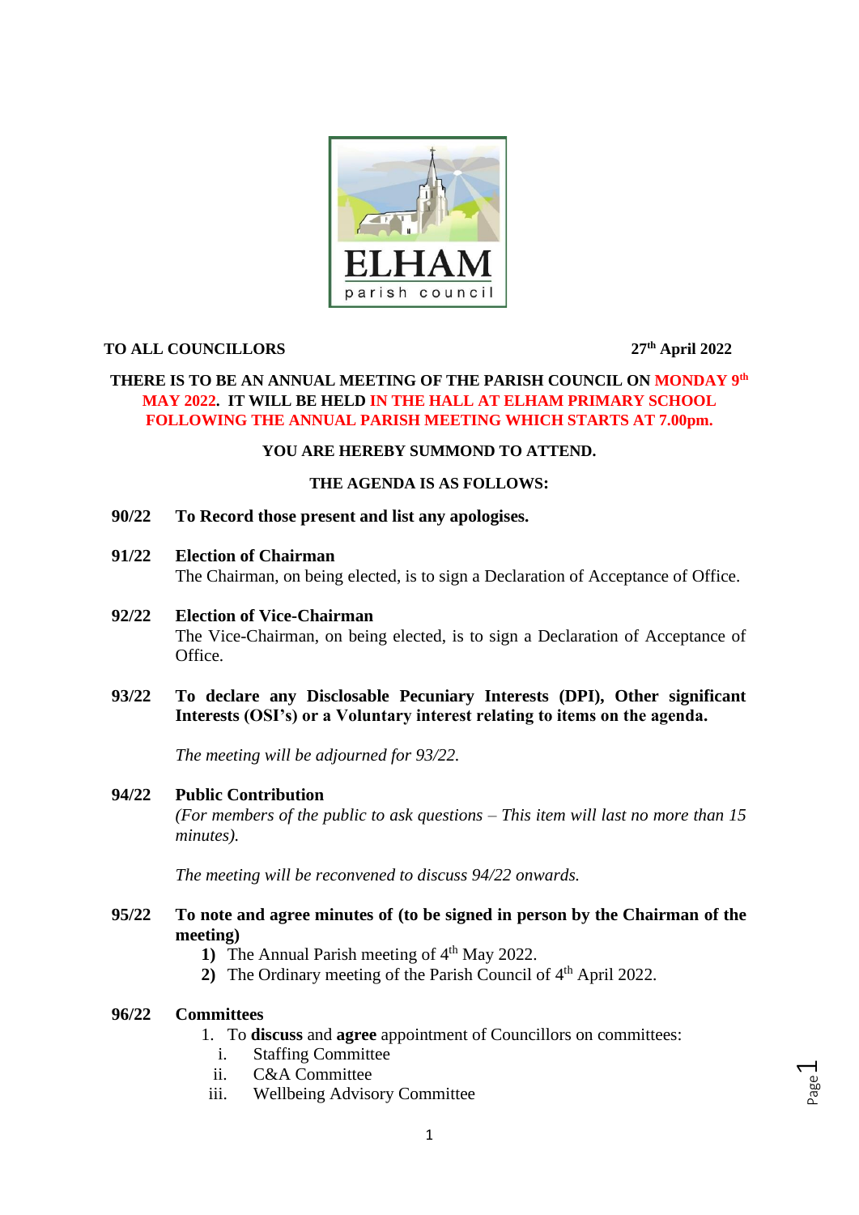**TO ALL COUNCILLORS** **27th April 2022**

**THERE IS TO BE AN ANNUAL MEETING OF THE PARISH COUNCIL ON MONDAY 9th MAY 2022. IT WILL BE HELD IN THE HALL AT ELHAM PRIMARY SCHOOL FOLLOWING THE ANNUAL PARISH MEETING WHICH STARTS AT 7.00pm.**

**YOU ARE HEREBY SUMMOND TO ATTEND.**

**THE AGENDA IS AS FOLLOWS:**

**90/22 To Record those present and list any apologises.**

**91/22 Election of Chairman**
The Chairman, on being elected, is to sign a Declaration of Acceptance of Office.

**92/22 Election of Vice-Chairman**
The Vice-Chairman, on being elected, is to sign a Declaration of Acceptance of Office.

**93/22 To declare any Disclosable Pecuniary Interests (DPI), Other significant Interests (OSI's) or a Voluntary interest relating to items on the agenda.**

*The meeting will be adjourned for 93/22.*

**94/22 Public Contribution**
*(For members of the public to ask questions – This item will last no more than 15 minutes).*

*The meeting will be reconvened to discuss 94/22 onwards.*

**95/22 To note and agree minutes of (to be signed in person by the Chairman of the meeting)**

1. The Annual Parish meeting of 4th May 2022.
2. The Ordinary meeting of the Parish Council of 4th April 2022.

**96/22 Committees**

1. To **discuss** and **agree** appointment of Councillors on committees:
   i. Staffing Committee
   ii. C&A Committee
   iii. Wellbeing Advisory Committee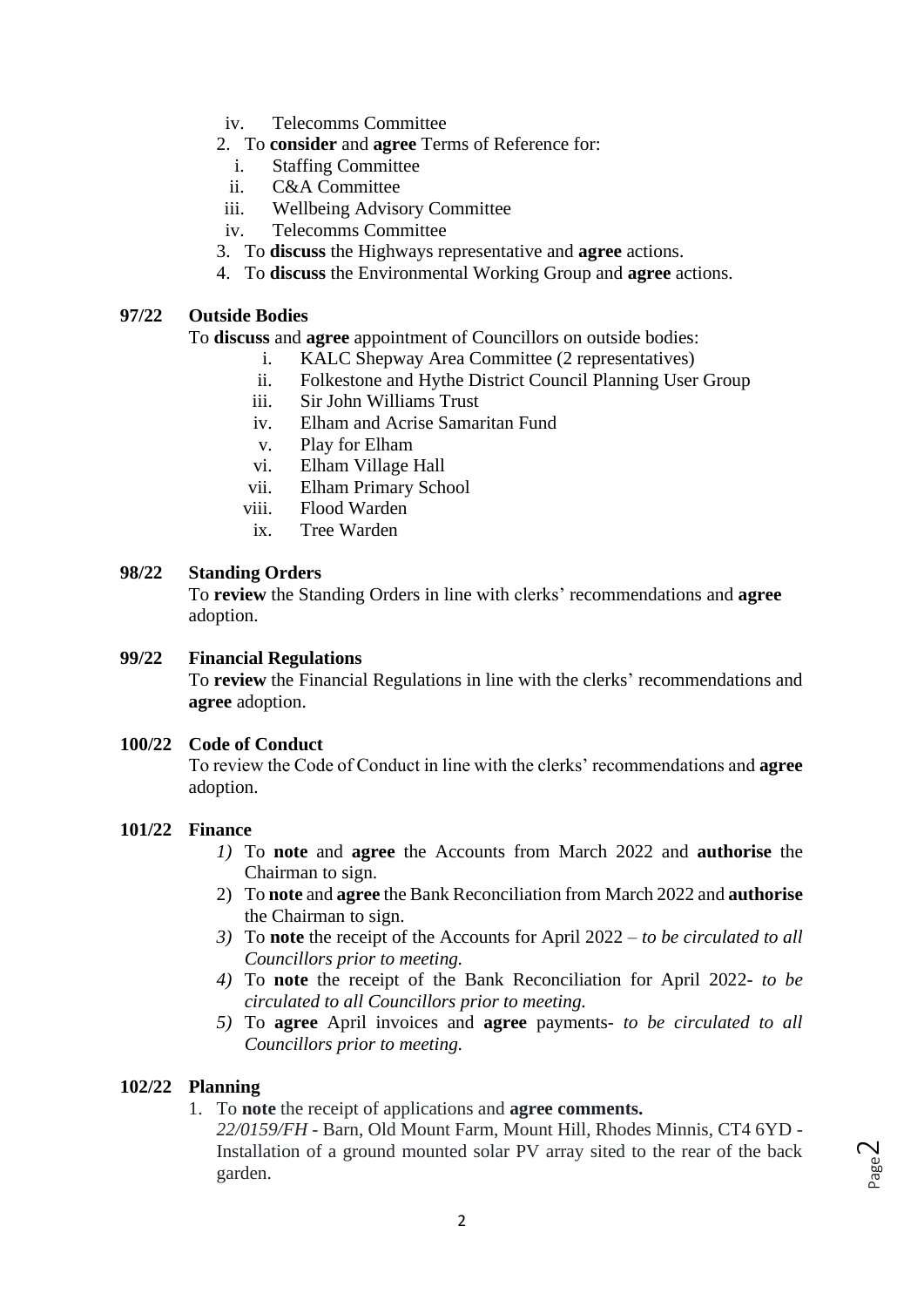iv. Telecomms Committee

2. To **consider** and **agree** Terms of Reference for:
   i. Staffing Committee
   ii. C&A Committee
   iii. Wellbeing Advisory Committee
   iv. Telecomms Committee
3. To **discuss** the Highways representative and **agree** actions.
4. To **discuss** the Environmental Working Group and **agree** actions.

**97/22 Outside Bodies**

To **discuss** and **agree** appointment of Councillors on outside bodies:

i. KALC Shepway Area Committee (2 representatives)
ii. Folkestone and Hythe District Council Planning User Group
iii. Sir John Williams Trust
iv. Elham and Acrise Samaritan Fund
v. Play for Elham
vi. Elham Village Hall
vii. Elham Primary School
viii. Flood Warden
ix. Tree Warden

**98/22 Standing Orders**

To **review** the Standing Orders in line with clerks' recommendations and **agree** adoption.

**99/22 Financial Regulations**

To **review** the Financial Regulations in line with the clerks' recommendations and **agree** adoption.

**100/22 Code of Conduct**

To review the Code of Conduct in line with the clerks' recommendations and **agree** adoption.

**101/22 Finance**

1) To **note** and **agree** the Accounts from March 2022 and **authorise** the Chairman to sign.
2) To **note** and **agree** the Bank Reconciliation from March 2022 and **authorise** the Chairman to sign.
3) To **note** the receipt of the Accounts for April 2022 – *to be circulated to all Councillors prior to meeting.*
4) To **note** the receipt of the Bank Reconciliation for April 2022- *to be circulated to all Councillors prior to meeting.*
5) To **agree** April invoices and **agree** payments- *to be circulated to all Councillors prior to meeting.*

**102/22 Planning**

1. To **note** the receipt of applications and **agree comments.**
   *22/0159/FH* - Barn, Old Mount Farm, Mount Hill, Rhodes Minnis, CT4 6YD - Installation of a ground mounted solar PV array sited to the rear of the back garden.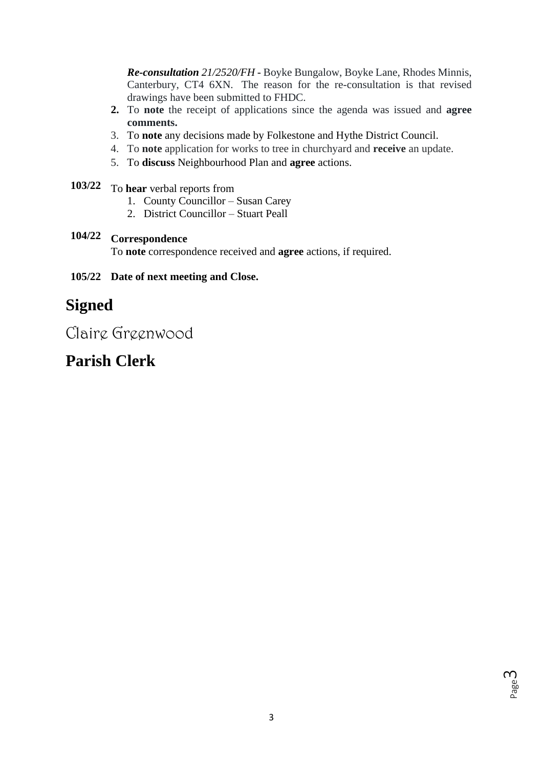*Re-consultation 21/2520/FH* - Boyke Bungalow, Boyke Lane, Rhodes Minnis, Canterbury, CT4 6XN. The reason for the re-consultation is that revised drawings have been submitted to FHDC.

2. To **note** the receipt of applications since the agenda was issued and **agree comments.**
3. To **note** any decisions made by Folkestone and Hythe District Council.
4. To **note** application for works to tree in churchyard and **receive** an update.
5. To **discuss** Neighbourhood Plan and **agree** actions.

**103/22** To **hear** verbal reports from

1. County Councillor – Susan Carey
2. District Councillor – Stuart Peall

**104/22** **Correspondence**

To **note** correspondence received and **agree** actions, if required.

**105/22** **Date of next meeting and Close.**

# Signed

Claire Greenwood

# Parish Clerk